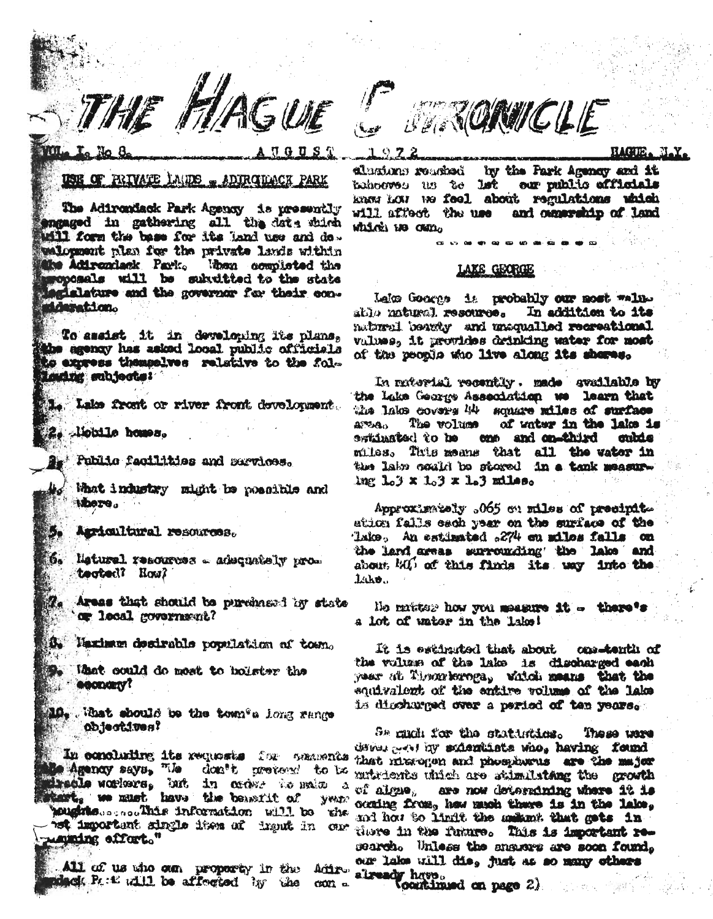# THE HAGUE CHRONICLE

VOL. I. No 8. AUGUST 1972 HAGUE, N.Y.

## USE OF PRIVATE LANDS - ADIRONDACK PARK

The Adirondack Park Agency is presently engaged in gathering all the data which will form the base for its land use and development plan for the private lands within the Adirondack Park. When completed the proposals will be submitted to the state legislature and the governor for their consideration.

To assist it in developing its plans, the agency has asked local public officials to express themselves relative to the following subjects:

1. Lake front or river front development.
2. Mobile homes.
3. Public facilities and services.
4. What industry might be possible and where.
5. Agricultural resources.
6. Natural resources - adequately protected? How?
7. Areas that should be purchased by state or local government?
8. Maximum desirable population of town.
9. What could do most to bolster the economy?
10. What should be the town's long range objectives?

In concluding its requests for comments the Agency says, "We don't pretend to be miracle workers, but in order to make a start, we must have the benefit of your thoughts.......This information will be the most important single item of input in our planning effort."

All of us who own property in the Adirondack Park will be affected by the conclusions reached by the Park Agency and it behooves us to let our public officials know how we feel about regulations which will affect the use and ownership of land which we own.

- - - - - - - - - - - -

## LAKE GEORGE

Lake George is probably our most valuable natural resource. In addition to its natural beauty and unequalled recreational values, it provides drinking water for most of the people who live along its shores.

In material recently made available by the Lake George Association we learn that the lake covers 44 square miles of surface area. The volume of water in the lake is estimated to be one and one-third cubic miles. This means that all the water in the lake could be stored in a tank measuring 1.3 x 1.3 x 1.3 miles.

Approximately .065 cu miles of precipitation falls each year on the surface of the lake. An estimated .274 cu miles falls on the land areas surrounding the lake and about 40% of this finds its way into the lake.

No matter how you measure it - there's a lot of water in the lake!

It is estimated that about one-tenth of the volume of the lake is discharged each year at Ticonderoga, which means that the equivalent of the entire volume of the lake is discharged over a period of ten years.

So much for the statistics. These were developed by scientists who, having found that nitrogen and phosphorus are the major nutrients which are stimulating the growth of algae, are now determining where it is coming from, how much there is in the lake, and how to limit the amount that gets in there in the future. This is important research. Unless the answers are soon found, our lake will die, just as so many others already have.

(continued on page 2)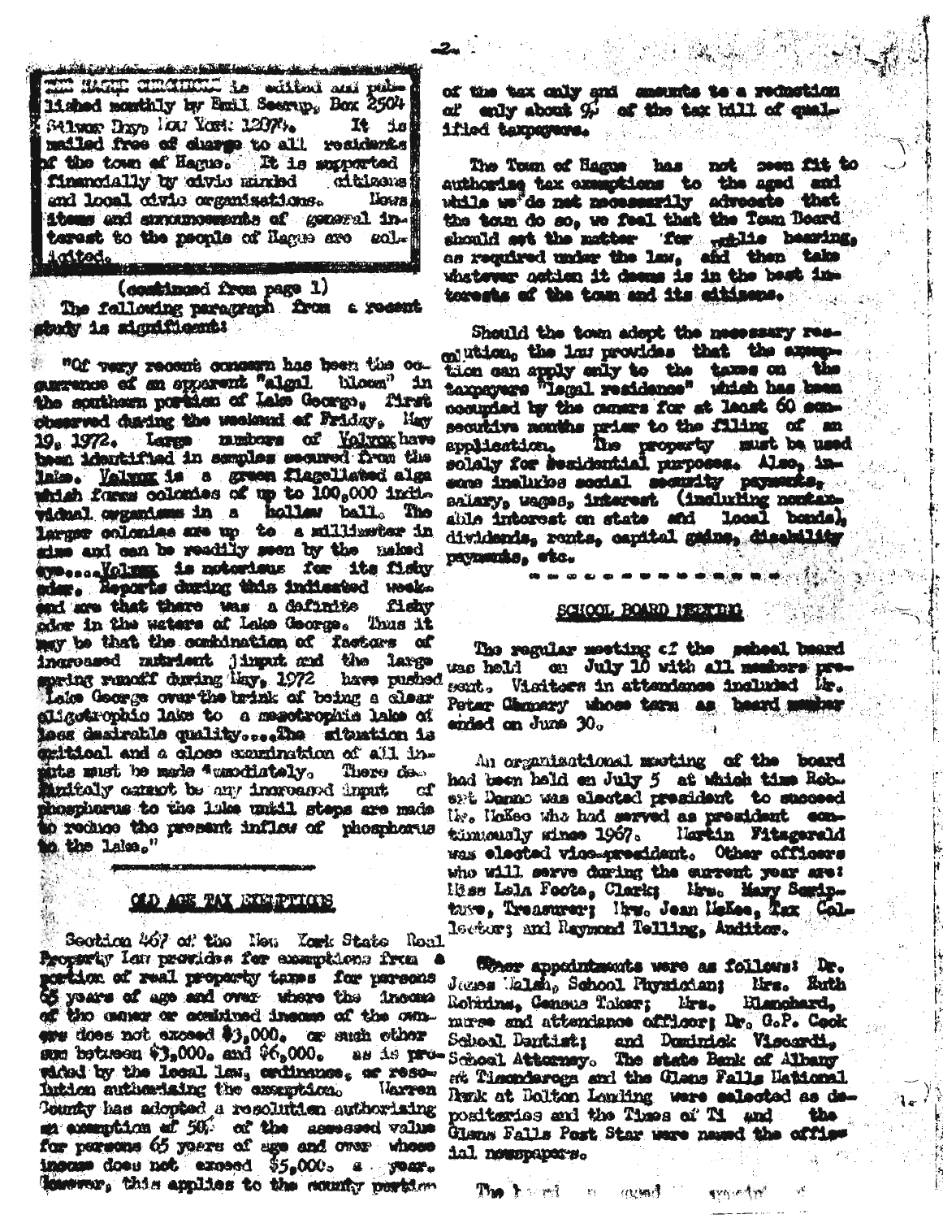THE HAGUE CHRONICLE is edited and published monthly by Emil Seerup, Box 2504 Silver Bay, New York 12874. It is mailed free of charge to all residents of the town of Hague. It is supported financially by civic minded citizens and local civic organizations. News items and announcements of general interest to the people of Hague are solicited.

(continued from page 1)

The following paragraph from a recent study is significant:

"Of very recent concern has been the occurrence of an apparent "algal bloom" in the southern portion of Lake George, first observed during the weekend of Friday, May 19, 1972. Large numbers of Volvox have been identified in samples secured from the lake. Volvox is a green flagellated alga which forms colonies of up to 100,000 individual organisms in a hollow ball. The larger colonies are up to a millimeter in size and can be readily seen by the naked eye....Volvox is notorious for its fishy odor. Reports during this indicated weekend are that there was a definite fishy odor in the waters of Lake George. Thus it may be that the combination of factors of increased nutrient input and the large spring runoff during May, 1972 have pushed Lake George over the brink of being a clear oligotrophic lake to a mesotrophic lake of less desirable quality....The situation is critical and a close examination of all inputs must be made immediately. There definitely cannot be any increased input of phosphorus to the lake until steps are made to reduce the present inflow of phosphorus to the lake."

## OLD AGE TAX EXEMPTIONS

Section 467 of the New York State Real Property Law provides for exemptions from a portion of real property taxes for persons 65 years of age and over where the income of the owner or combined income of the owners does not exceed $3,000. or such other sum between $3,000. and $6,000. as is provided by the local law, ordinance, or resolution authorizing the exemption. Warren County has adopted a resolution authorizing an exemption of 50% of the assessed value for persons 65 years of age and over whose income does not exceed $5,000. a year. However, this applies to the county portion of the tax only and amounts to a reduction of only about 9% of the tax bill of qualified taxpayers.

The Town of Hague has not seen fit to authorize tax exemptions to the aged and while we do not necessarily advocate that the town do so, we feel that the Town Board should set the matter for public hearing, as required under the law, and then take whatever action it deems is in the best interests of the town and its citizens.

Should the town adopt the necessary resolution, the law provides that the exemption can apply only to the taxes on the taxpayers "legal residence" which has been occupied by the owners for at least 60 consecutive months prior to the filing of an application. The property must be used solely for residential purposes. Also, income includes social security payments, salary, wages, interest (including nontaxable interest on state and local bonds), dividends, rents, capital gains, disability payments, etc.

- - - - - - - - - - - - - -

## SCHOOL BOARD MEETING

The regular meeting of the school board was held on July 10 with all members present. Visitors in attendance included Mr. Peter Chamary whose term as board member ended on June 30.

An organizational meeting of the board had been held on July 5 at which time Robert Denno was elected president to succeed Mr. McKee who had served as president continuously since 1967. Martin Fitzgerald was elected vice-president. Other officers who will serve during the current year are: Miss Lela Foote, Clerk; Mrs. Mary Seripture, Treasurer; Mrs. Jean McKee, Tax Collector; and Raymond Telling, Auditor.

Other appointments were as follows: Dr. James Walsh, School Physician; Mrs. Ruth Robbins, Census Taker; Mrs. Blanchard, nurse and attendance officer; Dr. G.P. Cook School Dentist; and Dominick Viscardi, School Attorney. The state Bank of Albany at Ticonderoga and the Glens Falls National Bank at Bolton Landing were selected as depositaries and the Times of Ti and the Glens Falls Post Star were named the official newspapers.

The board ... agreed ...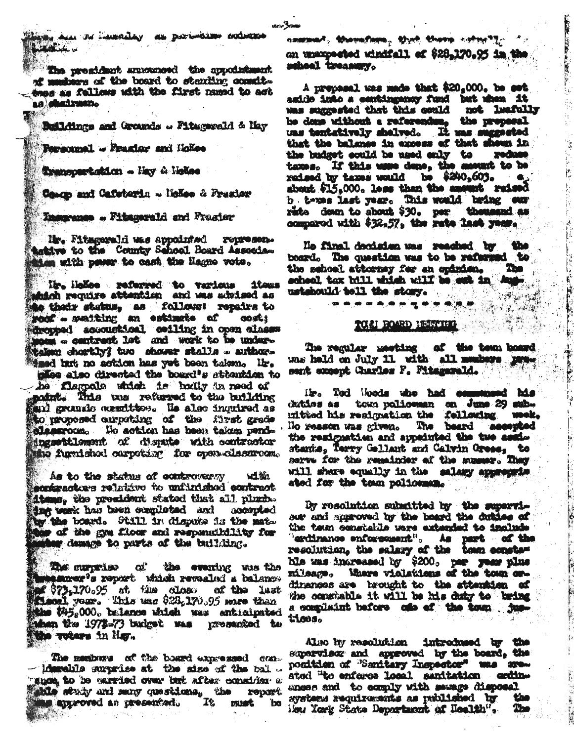...as Bus Driver and ... as part-time science teacher.

The president announced the appointment of members of the board to standing committees as follows with the first named to act as chairman.

Buildings and Grounds - Fitzgerald & May

Personnel - Frasier and McKee

Transportation - May & McKee

Co-op and Cafeteria - McKee & Frasier

Insurance - Fitzgerald and Frasier

Mr. Fitzgerald was appointed representative to the County School Board Association with power to cast the Hague vote.

Mr. McKee referred to various items which require attention and was advised as to their status, as follows: repairs to roof - awaiting an estimate of cost; dropped accoustical ceiling in open classroom - contract let and work to be undertaken shortly; two shower stalls - authorized but no action has yet been taken. Mr. McKee also directed the board's attention to the flagpole which is badly in need of paint. This was referred to the building and grounds committee. He also inquired as to proposed carpeting of the first grade classroom. No action has been taken pending settlement of dispute with contractor who furnished carpeting for open-classroom.

As to the status of controversy with contractors relative to unfinished contract items, the president stated that all plumbing work has been completed and accepted by the board. Still in dispute is the matter of the gym floor and responsibility for water damage to parts of the building.

The surprise of the evening was the treasurer's report which revealed a balance of $73,170.95 at the close of the last fiscal year. This was $28,170.95 more than the $45,000. balance which was anticipated when the 1972-73 budget was presented to the voters in May.

The members of the board expressed considerable surprise at the size of the balance to be carried over but after considerable study and many questions, the report was approved as presented. It must be assumed, therefore, that there was an unexpected windfall of $28,170.95 in the school treasury.

A proposal was made that $20,000. be set aside into a contingency fund but when it was suggested that this could not lawfully be done without a referendum, the proposal was tentatively shelved. It was suggested that the balance in excess of that shown in the budget could be used only to reduce taxes. If this were done, the amount to be raised by taxes would be $240,603. about $15,000. less than the amount raised by taxes last year. This would bring our rate down to about $30. per thousand as compared with $32.57, the rate last year.

No final decision was reached by the board. The question was to be referred to the school attorney for an opinion. The school tax bill which will be out in August should tell the story.

- - - - - - - - - - - - -

## TOWN BOARD MEETING

The regular meeting of the town board was held on July 11 with all members present except Charles F. Fitzgerald.

Mr. Ted Woods who had commenced his duties as town policeman on June 29 submitted his resignation the following week. No reason was given. The board accepted the resignation and appointed the two assistants, Terry Gallant and Calvin Gress, to serve for the remainder of the summer. They will share equally in the salary appropriated for the town policeman.

By resolution submitted by the supervisor and approved by the board the duties of the town constable were extended to include "ordinance enforcement". As part of the resolution, the salary of the town constable was increased by $200. per year plus mileage. Where violations of the town ordinances are brought to the attention of the constable it will be his duty to bring a complaint before one of the town justices.

Also by resolution introduced by the supervisor and approved by the board, the position of "Sanitary Inspector" was created "to enforce local sanitation ordinances and to comply with sewage disposal systems requirements as published by the New York State Department of Health". The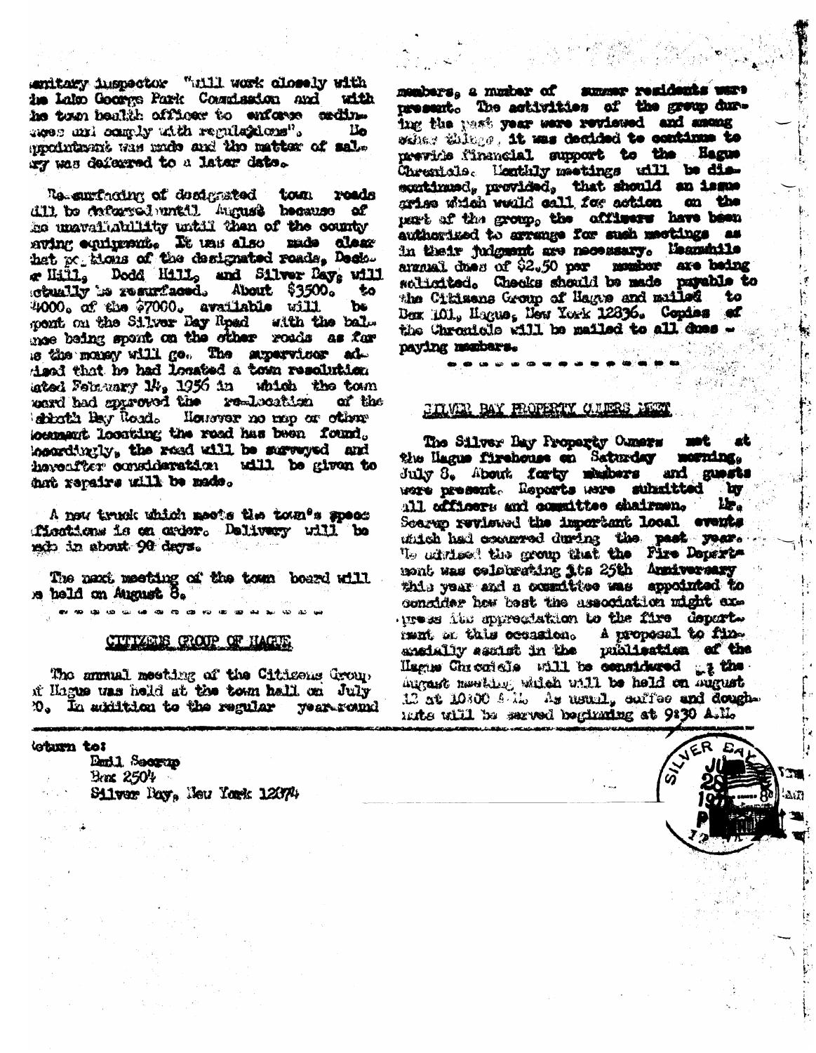sanitary inspector "will work closely with the Lake George Park Commission and with the town health officer to enforce ordinances and comply with regulations". No appointment was made and the matter of salary was deferred to a later date.

Re-surfacing of designated town roads will be deferred until August because of the unavailability until then of the county paving equipment. It was also made clear that portions of the designated roads, Decker Hill, Dodd Hill, and Silver Bay, will actually be resurfaced. About \$3500. to \$4000. of the \$7000. available will be spent on the Silver Bay Road with the balance being spent on the other roads as far as the money will go. The supervisor advised that he had located a town resolution dated February 14, 1956 in which the town board had approved the re-location of the Sabbath Day Road. However no map or other document locating the road has been found. Accordingly, the road will be surveyed and hereafter consideration will be given to that repairs will be made.

A new truck which meets the town's specifications is on order. Delivery will be made in about 90 days.

The next meeting of the town board will be held on August 8.

- - - - - - - - - - - - - - -

## CITIZENS GROUP OF HAGUE

The annual meeting of the Citizens Group of Hague was held at the town hall on July 20. In addition to the regular year-round members, a number of summer residents were present. The activities of the group during the past year were reviewed and among other things, it was decided to continue to provide financial support to the Hague Chronicle. Monthly meetings will be discontinued, provided, that should an issue arise which would call for action on the part of the group, the officers have been authorized to arrange for such meetings as in their judgment are necessary. Meanwhile annual dues of \$2.50 per member are being solicited. Checks should be made payable to the Citizens Group of Hague and mailed to Box 101, Hague, New York 12836. Copies of the Chronicle will be mailed to all dues - paying members.

- - - - - - - - - - - - - -

## SILVER BAY PROPERTY OWNERS MEET

The Silver Bay Property Owners met at the Hague firehouse on Saturday morning, July 8. About forty members and guests were present. Reports were submitted by all officers and committee chairmen. Mr. Seerup reviewed the important local events which had occurred during the past year. He advised the group that the Fire Department was celebrating its 25th Anniversary this year and a committee was appointed to consider how best the association might express its appreciation to the fire department on this occasion. A proposal to financially assist in the publication of the Hague Chronicle will be considered at the August meeting which will be held on August 12 at 10:00 A.M. As usual, coffee and doughnuts will be served beginning at 9:30 A.M.

Return to:
Emil Seerup
Box 2504
Silver Bay, New York 12874